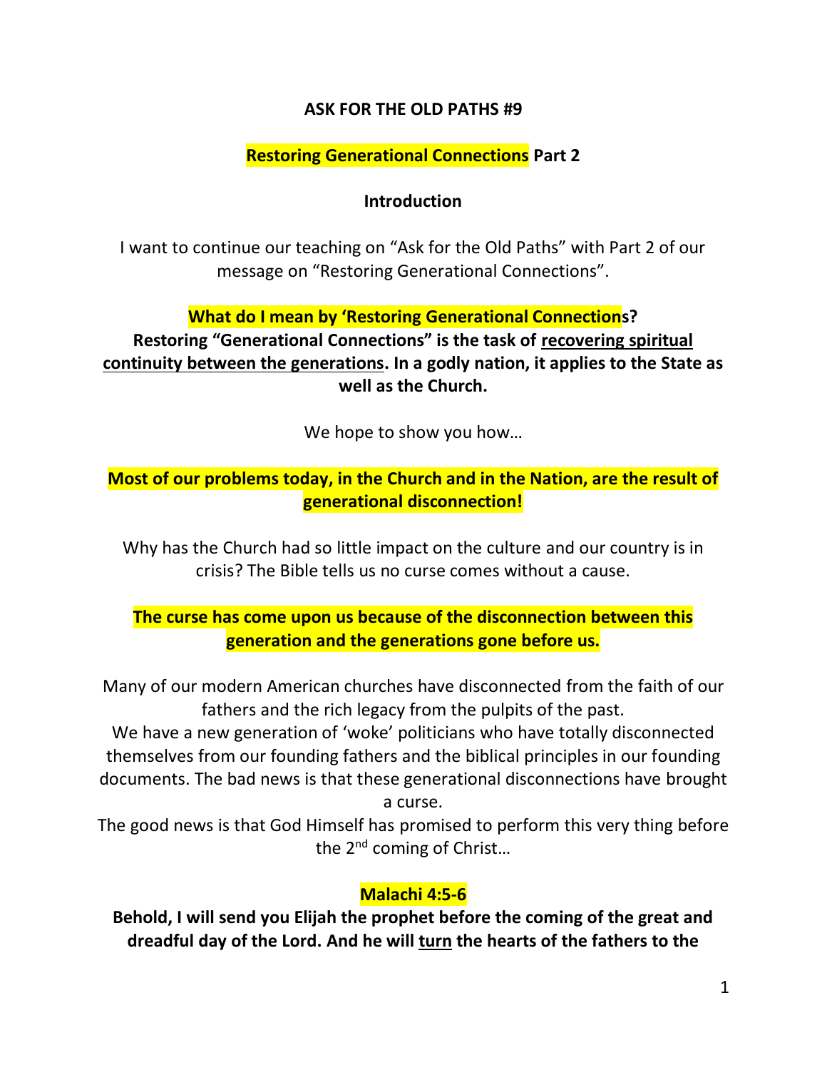# ASK FOR THE OLD PATHS #9

## Restoring Generational Connections Part 2

### Introduction

I want to continue our teaching on "Ask for the Old Paths" with Part 2 of our message on "Restoring Generational Connections".

**What do I mean by 'Restoring Generational Connections?**
**Restoring "Generational Connections" is the task of recovering spiritual continuity between the generations. In a godly nation, it applies to the State as well as the Church.**

We hope to show you how…

**Most of our problems today, in the Church and in the Nation, are the result of generational disconnection!**

Why has the Church had so little impact on the culture and our country is in crisis? The Bible tells us no curse comes without a cause.

**The curse has come upon us because of the disconnection between this generation and the generations gone before us.**

Many of our modern American churches have disconnected from the faith of our fathers and the rich legacy from the pulpits of the past.
We have a new generation of 'woke' politicians who have totally disconnected themselves from our founding fathers and the biblical principles in our founding documents. The bad news is that these generational disconnections have brought a curse.
The good news is that God Himself has promised to perform this very thing before the 2nd coming of Christ…

**Malachi 4:5-6**

**Behold, I will send you Elijah the prophet before the coming of the great and dreadful day of the Lord. And he will turn the hearts of the fathers to the**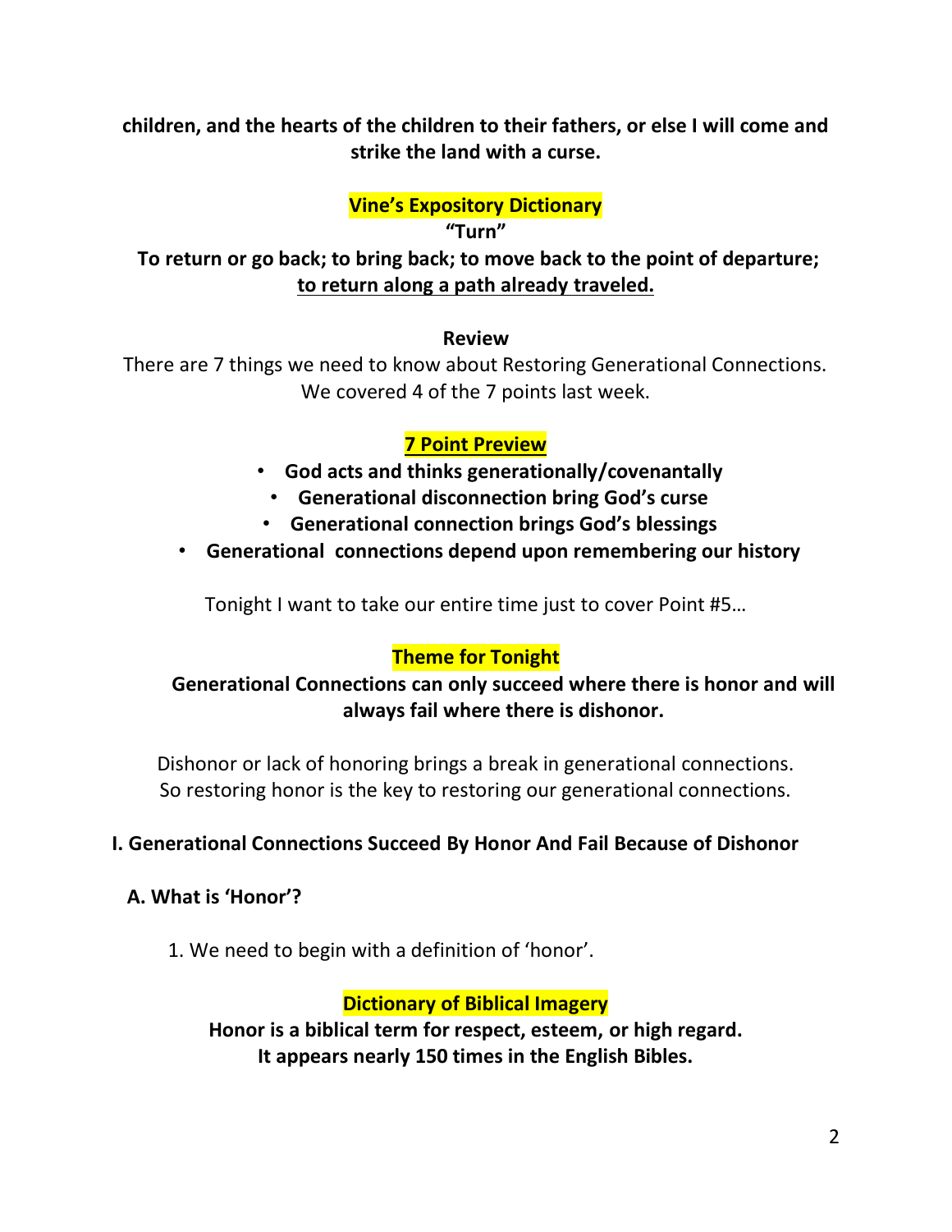**children, and the hearts of the children to their fathers, or else I will come and strike the land with a curse.**

**Vine's Expository Dictionary**

**"Turn"**

**To return or go back; to bring back; to move back to the point of departure; <u>to return along a path already traveled.</u>**

**Review**

There are 7 things we need to know about Restoring Generational Connections. We covered 4 of the 7 points last week.

**<u>7 Point Preview</u>**

- **God acts and thinks generationally/covenantally**
- **Generational disconnection bring God's curse**
- **Generational connection brings God's blessings**
- **Generational connections depend upon remembering our history**

Tonight I want to take our entire time just to cover Point #5…

**Theme for Tonight**

**Generational Connections can only succeed where there is honor and will always fail where there is dishonor.**

Dishonor or lack of honoring brings a break in generational connections. So restoring honor is the key to restoring our generational connections.

## I. Generational Connections Succeed By Honor And Fail Because of Dishonor

### A. What is 'Honor'?

1. We need to begin with a definition of 'honor'.

**Dictionary of Biblical Imagery**

**Honor is a biblical term for respect, esteem, or high regard. It appears nearly 150 times in the English Bibles.**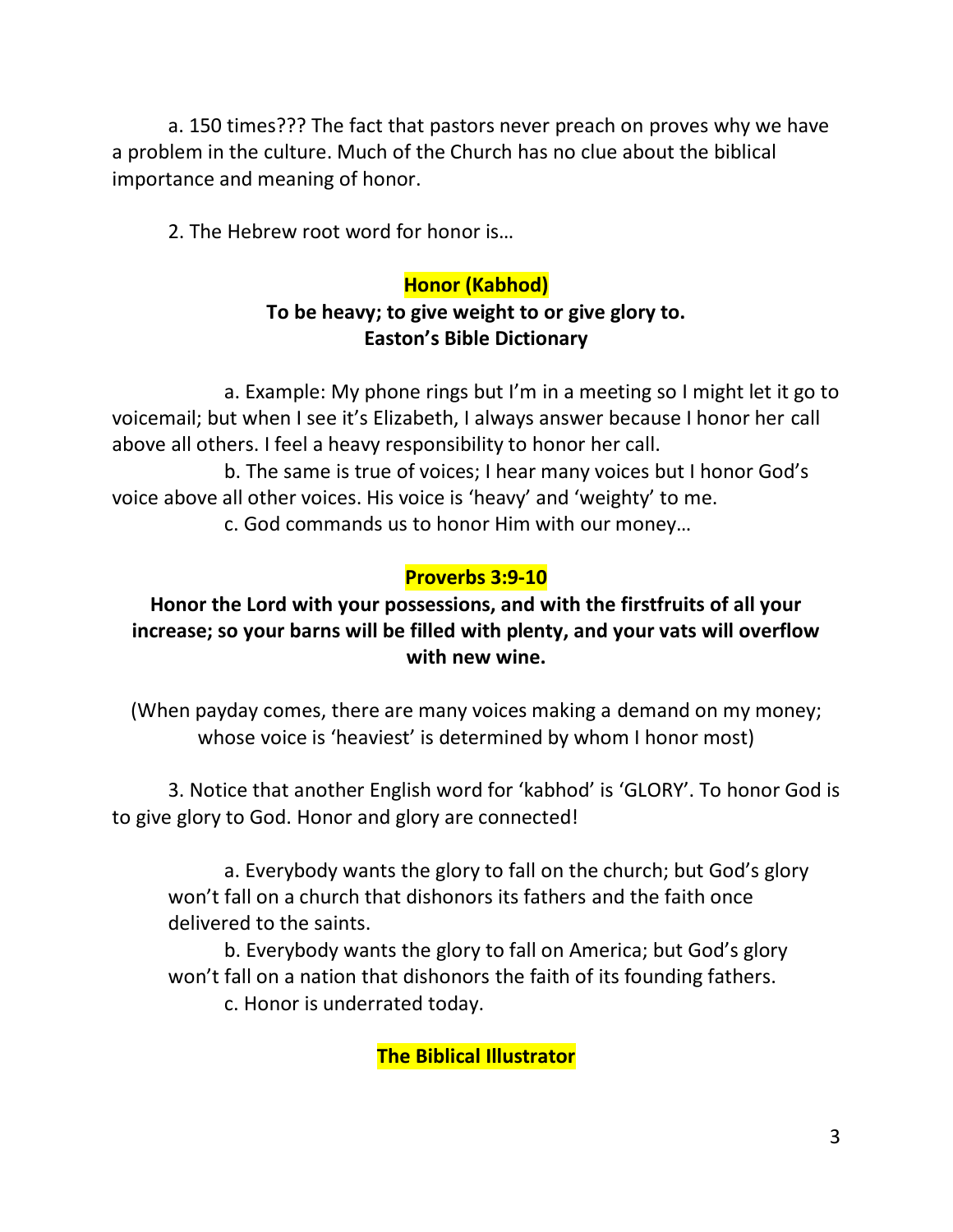a. 150 times??? The fact that pastors never preach on proves why we have a problem in the culture. Much of the Church has no clue about the biblical importance and meaning of honor.

2. The Hebrew root word for honor is…

**Honor (Kabhod)**
**To be heavy; to give weight to or give glory to.**
**Easton's Bible Dictionary**

a. Example: My phone rings but I'm in a meeting so I might let it go to voicemail; but when I see it's Elizabeth, I always answer because I honor her call above all others. I feel a heavy responsibility to honor her call.

b. The same is true of voices; I hear many voices but I honor God's voice above all other voices. His voice is 'heavy' and 'weighty' to me.

c. God commands us to honor Him with our money…

**Proverbs 3:9-10**

**Honor the Lord with your possessions, and with the firstfruits of all your increase; so your barns will be filled with plenty, and your vats will overflow with new wine.**

(When payday comes, there are many voices making a demand on my money; whose voice is 'heaviest' is determined by whom I honor most)

3. Notice that another English word for 'kabhod' is 'GLORY'. To honor God is to give glory to God. Honor and glory are connected!

a. Everybody wants the glory to fall on the church; but God's glory won't fall on a church that dishonors its fathers and the faith once delivered to the saints.

b. Everybody wants the glory to fall on America; but God's glory won't fall on a nation that dishonors the faith of its founding fathers.

c. Honor is underrated today.

**The Biblical Illustrator**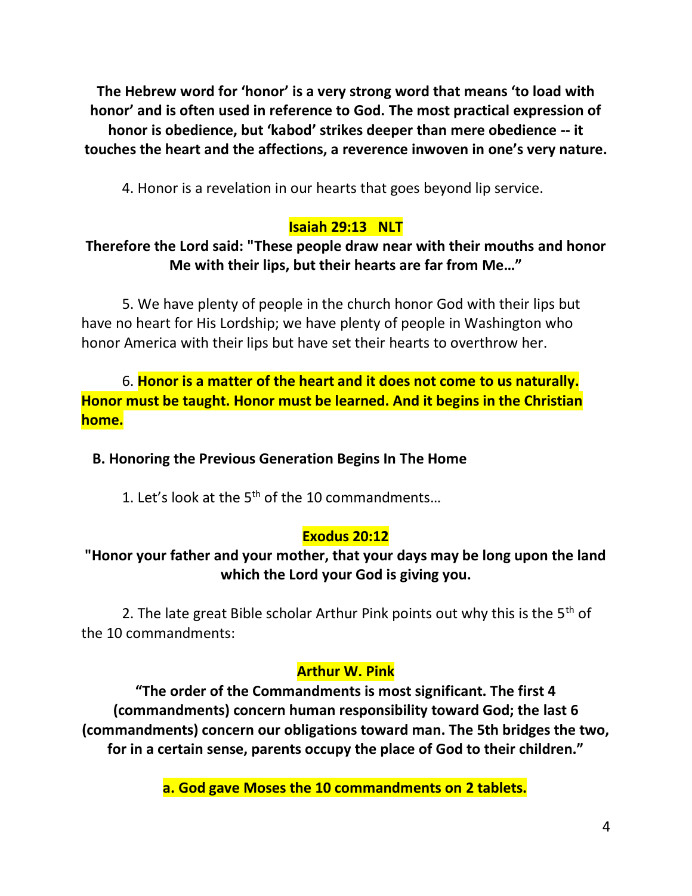**The Hebrew word for 'honor' is a very strong word that means 'to load with honor' and is often used in reference to God. The most practical expression of honor is obedience, but 'kabod' strikes deeper than mere obedience -- it touches the heart and the affections, a reverence inwoven in one's very nature.**

4. Honor is a revelation in our hearts that goes beyond lip service.

**Isaiah 29:13 NLT**

**Therefore the Lord said: "These people draw near with their mouths and honor Me with their lips, but their hearts are far from Me…"**

5. We have plenty of people in the church honor God with their lips but have no heart for His Lordship; we have plenty of people in Washington who honor America with their lips but have set their hearts to overthrow her.

6. **Honor is a matter of the heart and it does not come to us naturally. Honor must be taught. Honor must be learned. And it begins in the Christian home.**

**B. Honoring the Previous Generation Begins In The Home**

1. Let's look at the 5th of the 10 commandments…

**Exodus 20:12**

**"Honor your father and your mother, that your days may be long upon the land which the Lord your God is giving you.**

2. The late great Bible scholar Arthur Pink points out why this is the 5th of the 10 commandments:

**Arthur W. Pink**

**"The order of the Commandments is most significant. The first 4 (commandments) concern human responsibility toward God; the last 6 (commandments) concern our obligations toward man. The 5th bridges the two, for in a certain sense, parents occupy the place of God to their children."**

**a. God gave Moses the 10 commandments on 2 tablets.**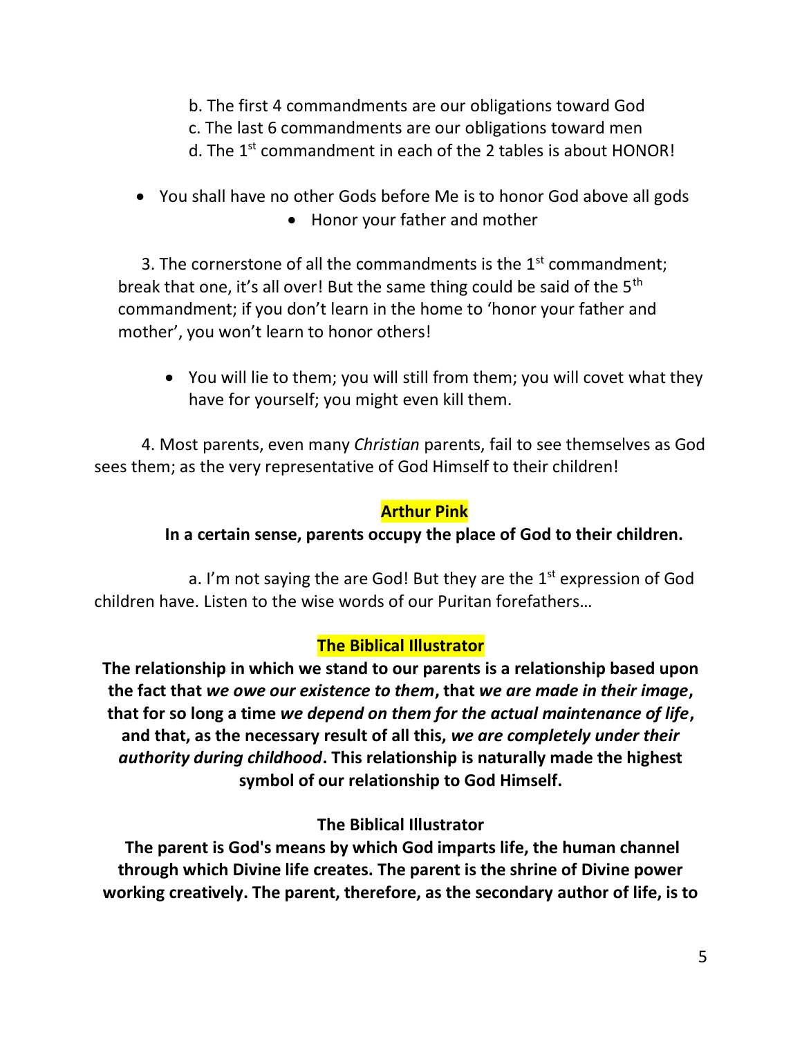b. The first 4 commandments are our obligations toward God
c. The last 6 commandments are our obligations toward men
d. The 1st commandment in each of the 2 tables is about HONOR!

- You shall have no other Gods before Me is to honor God above all gods
  - Honor your father and mother

3. The cornerstone of all the commandments is the 1st commandment; break that one, it's all over! But the same thing could be said of the 5th commandment; if you don't learn in the home to 'honor your father and mother', you won't learn to honor others!

- You will lie to them; you will still from them; you will covet what they have for yourself; you might even kill them.

4. Most parents, even many *Christian* parents, fail to see themselves as God sees them; as the very representative of God Himself to their children!

**Arthur Pink**

**In a certain sense, parents occupy the place of God to their children.**

a. I'm not saying the are God! But they are the 1st expression of God children have. Listen to the wise words of our Puritan forefathers…

**The Biblical Illustrator**

**The relationship in which we stand to our parents is a relationship based upon the fact that *we owe our existence to them*, that *we are made in their image*, that for so long a time *we depend on them for the actual maintenance of life*, and that, as the necessary result of all this, *we are completely under their authority during childhood*. This relationship is naturally made the highest symbol of our relationship to God Himself.**

**The Biblical Illustrator**

**The parent is God's means by which God imparts life, the human channel through which Divine life creates. The parent is the shrine of Divine power working creatively. The parent, therefore, as the secondary author of life, is to**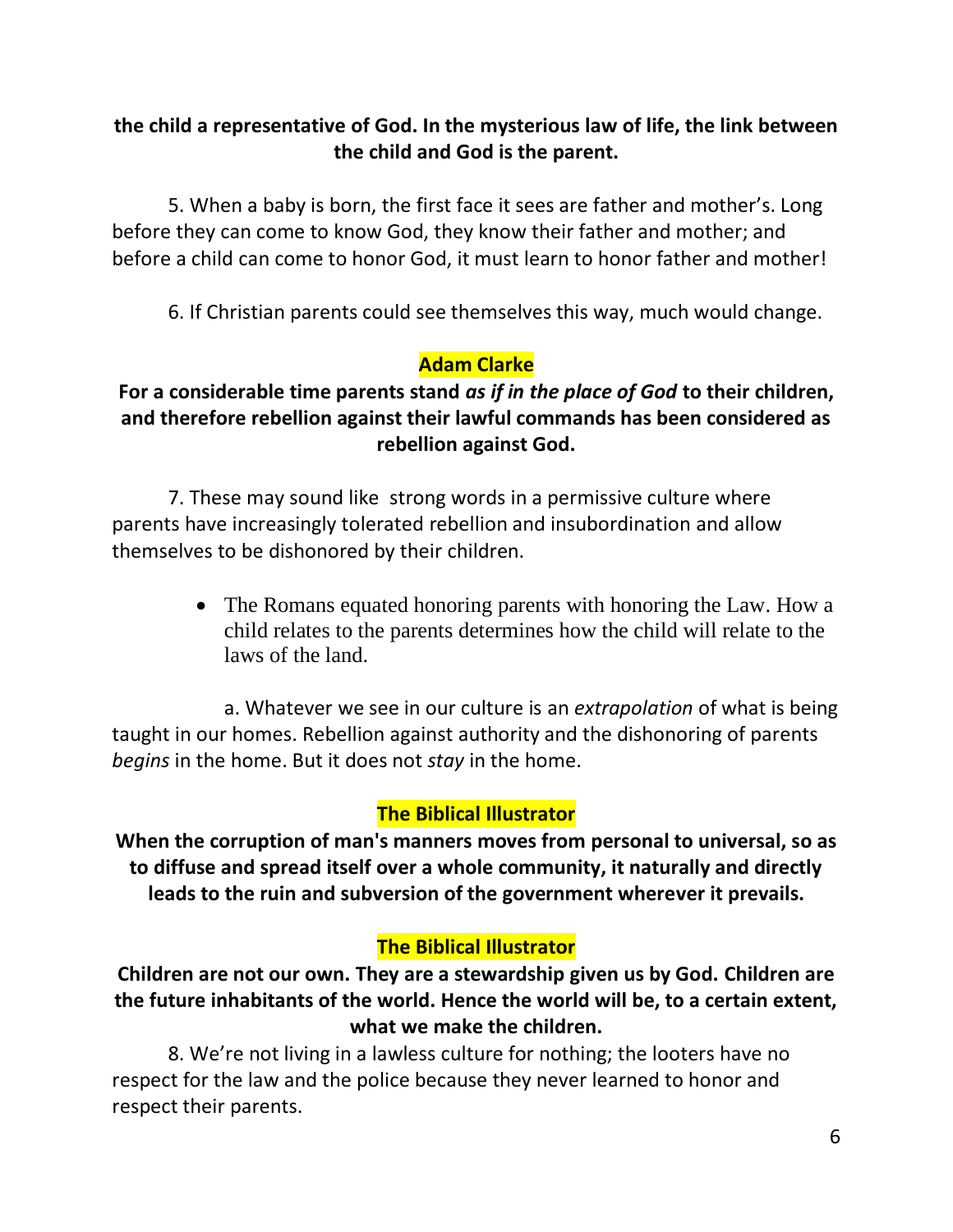**the child a representative of God. In the mysterious law of life, the link between the child and God is the parent.**

5. When a baby is born, the first face it sees are father and mother's. Long before they can come to know God, they know their father and mother; and before a child can come to honor God, it must learn to honor father and mother!

6. If Christian parents could see themselves this way, much would change.

**Adam Clarke**

**For a considerable time parents stand *as if in the place of God* to their children, and therefore rebellion against their lawful commands has been considered as rebellion against God.**

7. These may sound like strong words in a permissive culture where parents have increasingly tolerated rebellion and insubordination and allow themselves to be dishonored by their children.

- The Romans equated honoring parents with honoring the Law. How a child relates to the parents determines how the child will relate to the laws of the land.

a. Whatever we see in our culture is an *extrapolation* of what is being taught in our homes. Rebellion against authority and the dishonoring of parents *begins* in the home. But it does not *stay* in the home.

**The Biblical Illustrator**

**When the corruption of man's manners moves from personal to universal, so as to diffuse and spread itself over a whole community, it naturally and directly leads to the ruin and subversion of the government wherever it prevails.**

**The Biblical Illustrator**

**Children are not our own. They are a stewardship given us by God. Children are the future inhabitants of the world. Hence the world will be, to a certain extent, what we make the children.**

8. We're not living in a lawless culture for nothing; the looters have no respect for the law and the police because they never learned to honor and respect their parents.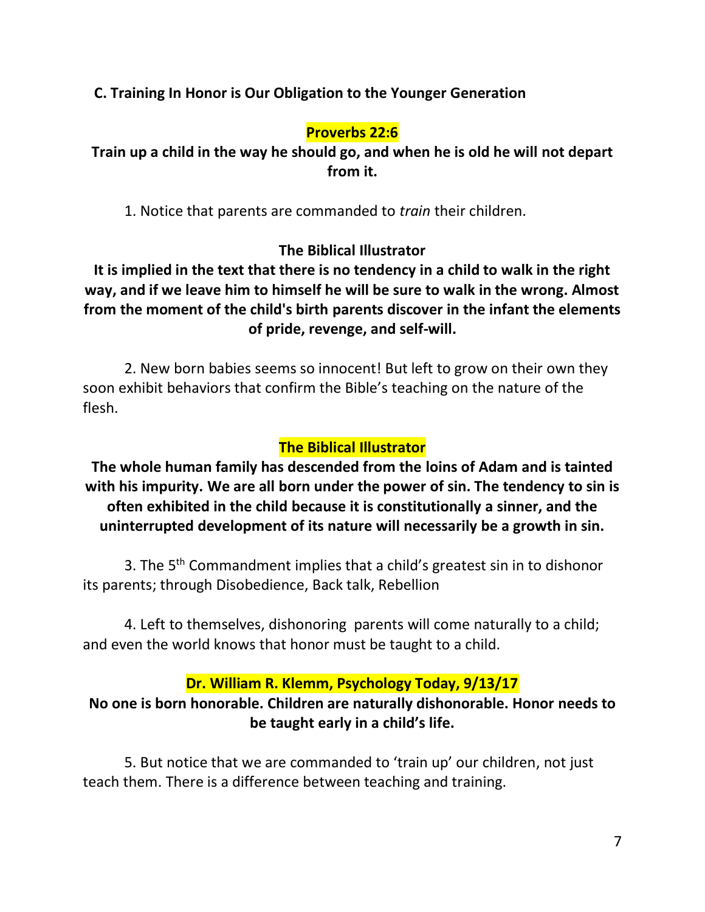**C. Training In Honor is Our Obligation to the Younger Generation**

**Proverbs 22:6**

**Train up a child in the way he should go, and when he is old he will not depart from it.**

1. Notice that parents are commanded to *train* their children.

**The Biblical Illustrator**

**It is implied in the text that there is no tendency in a child to walk in the right way, and if we leave him to himself he will be sure to walk in the wrong. Almost from the moment of the child's birth parents discover in the infant the elements of pride, revenge, and self-will.**

2. New born babies seems so innocent! But left to grow on their own they soon exhibit behaviors that confirm the Bible's teaching on the nature of the flesh.

**The Biblical Illustrator**

**The whole human family has descended from the loins of Adam and is tainted with his impurity. We are all born under the power of sin. The tendency to sin is often exhibited in the child because it is constitutionally a sinner, and the uninterrupted development of its nature will necessarily be a growth in sin.**

3. The 5th Commandment implies that a child's greatest sin in to dishonor its parents; through Disobedience, Back talk, Rebellion

4. Left to themselves, dishonoring parents will come naturally to a child; and even the world knows that honor must be taught to a child.

**Dr. William R. Klemm, Psychology Today, 9/13/17**

**No one is born honorable. Children are naturally dishonorable. Honor needs to be taught early in a child's life.**

5. But notice that we are commanded to 'train up' our children, not just teach them. There is a difference between teaching and training.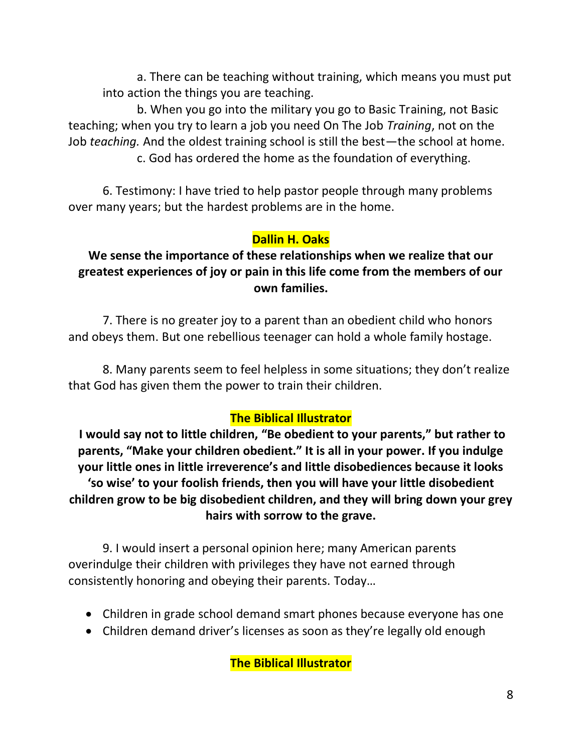a. There can be teaching without training, which means you must put into action the things you are teaching.

b. When you go into the military you go to Basic Training, not Basic teaching; when you try to learn a job you need On The Job *Training*, not on the Job *teaching.* And the oldest training school is still the best—the school at home.

c. God has ordered the home as the foundation of everything.

6. Testimony: I have tried to help pastor people through many problems over many years; but the hardest problems are in the home.

**Dallin H. Oaks**

**We sense the importance of these relationships when we realize that our greatest experiences of joy or pain in this life come from the members of our own families.**

7. There is no greater joy to a parent than an obedient child who honors and obeys them. But one rebellious teenager can hold a whole family hostage.

8. Many parents seem to feel helpless in some situations; they don't realize that God has given them the power to train their children.

**The Biblical Illustrator**

**I would say not to little children, "Be obedient to your parents," but rather to parents, "Make your children obedient." It is all in your power. If you indulge your little ones in little irreverence's and little disobediences because it looks 'so wise' to your foolish friends, then you will have your little disobedient children grow to be big disobedient children, and they will bring down your grey hairs with sorrow to the grave.**

9. I would insert a personal opinion here; many American parents overindulge their children with privileges they have not earned through consistently honoring and obeying their parents. Today…

- Children in grade school demand smart phones because everyone has one
- Children demand driver's licenses as soon as they're legally old enough

**The Biblical Illustrator**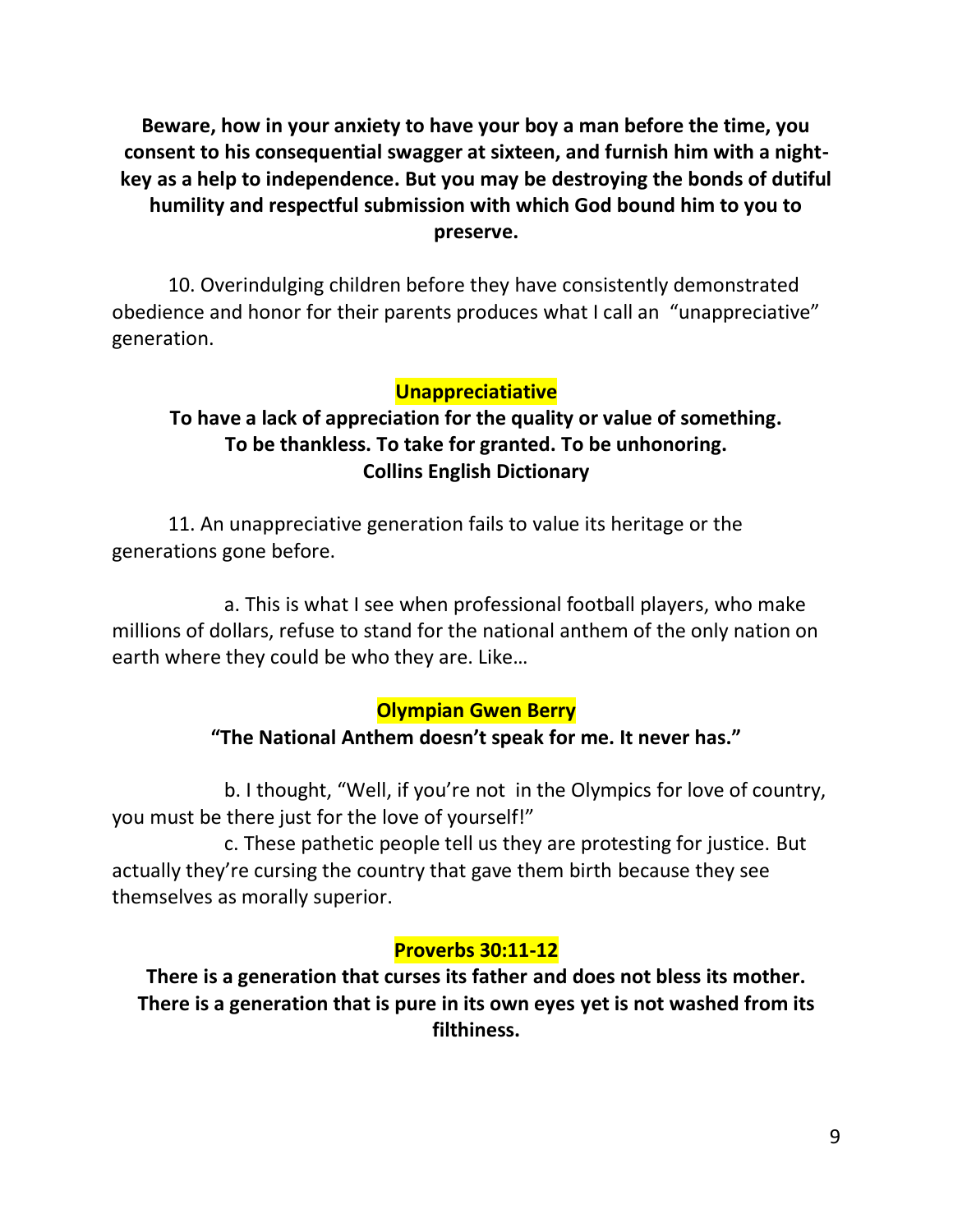**Beware, how in your anxiety to have your boy a man before the time, you consent to his consequential swagger at sixteen, and furnish him with a night-key as a help to independence. But you may be destroying the bonds of dutiful humility and respectful submission with which God bound him to you to preserve.**

10. Overindulging children before they have consistently demonstrated obedience and honor for their parents produces what I call an "unappreciative" generation.

**Unappreciatiative**

**To have a lack of appreciation for the quality or value of something. To be thankless. To take for granted. To be unhonoring.**
**Collins English Dictionary**

11. An unappreciative generation fails to value its heritage or the generations gone before.

a. This is what I see when professional football players, who make millions of dollars, refuse to stand for the national anthem of the only nation on earth where they could be who they are. Like…

**Olympian Gwen Berry**

**"The National Anthem doesn't speak for me. It never has."**

b. I thought, "Well, if you're not in the Olympics for love of country, you must be there just for the love of yourself!"

c. These pathetic people tell us they are protesting for justice. But actually they're cursing the country that gave them birth because they see themselves as morally superior.

**Proverbs 30:11-12**

**There is a generation that curses its father and does not bless its mother. There is a generation that is pure in its own eyes yet is not washed from its filthiness.**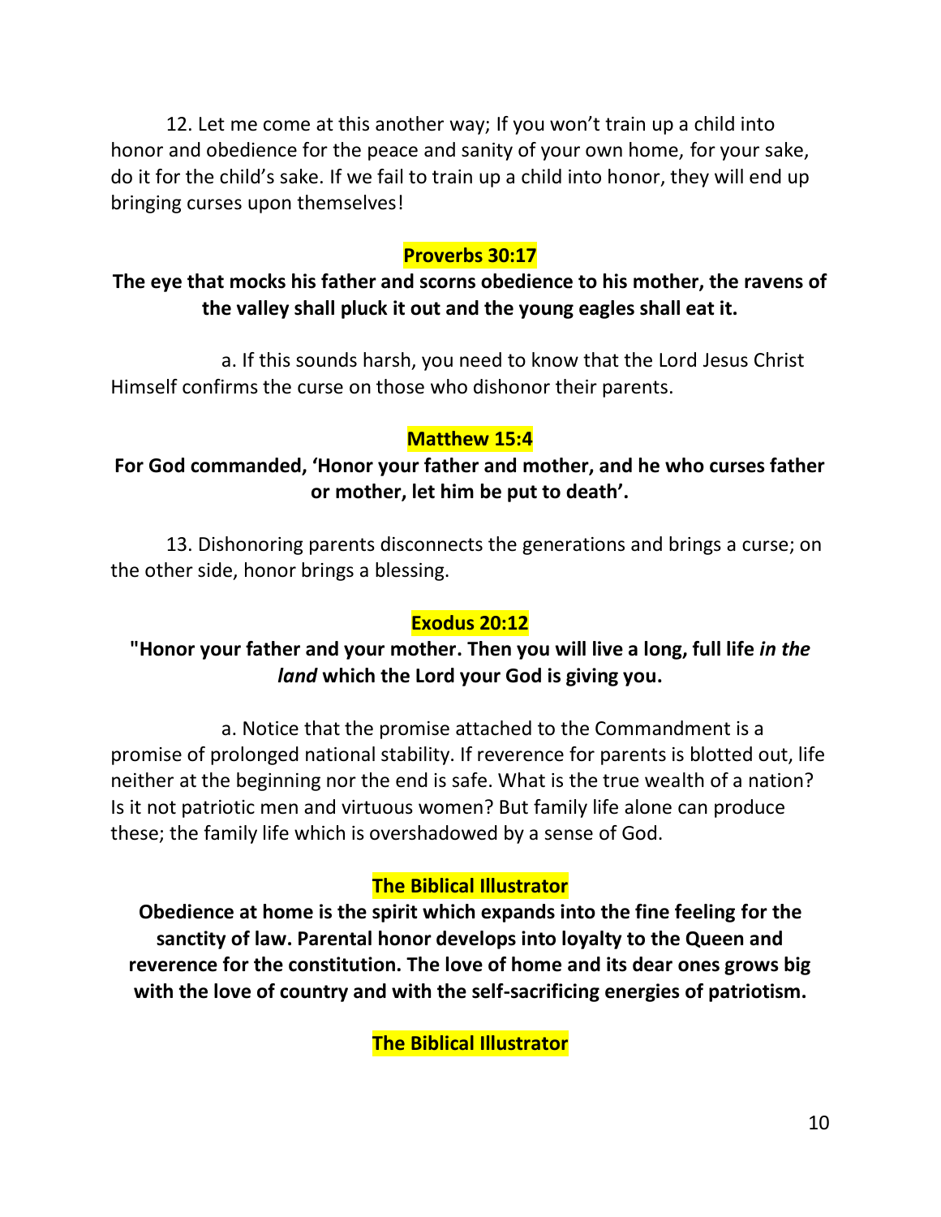12. Let me come at this another way; If you won't train up a child into honor and obedience for the peace and sanity of your own home, for your sake, do it for the child's sake. If we fail to train up a child into honor, they will end up bringing curses upon themselves!

**Proverbs 30:17**

**The eye that mocks his father and scorns obedience to his mother, the ravens of the valley shall pluck it out and the young eagles shall eat it.**

a. If this sounds harsh, you need to know that the Lord Jesus Christ Himself confirms the curse on those who dishonor their parents.

**Matthew 15:4**

**For God commanded, 'Honor your father and mother, and he who curses father or mother, let him be put to death'.**

13. Dishonoring parents disconnects the generations and brings a curse; on the other side, honor brings a blessing.

**Exodus 20:12**

**"Honor your father and your mother. Then you will live a long, full life *in the land* which the Lord your God is giving you.**

a. Notice that the promise attached to the Commandment is a promise of prolonged national stability. If reverence for parents is blotted out, life neither at the beginning nor the end is safe. What is the true wealth of a nation? Is it not patriotic men and virtuous women? But family life alone can produce these; the family life which is overshadowed by a sense of God.

**The Biblical Illustrator**

**Obedience at home is the spirit which expands into the fine feeling for the sanctity of law. Parental honor develops into loyalty to the Queen and reverence for the constitution. The love of home and its dear ones grows big with the love of country and with the self-sacrificing energies of patriotism.**

**The Biblical Illustrator**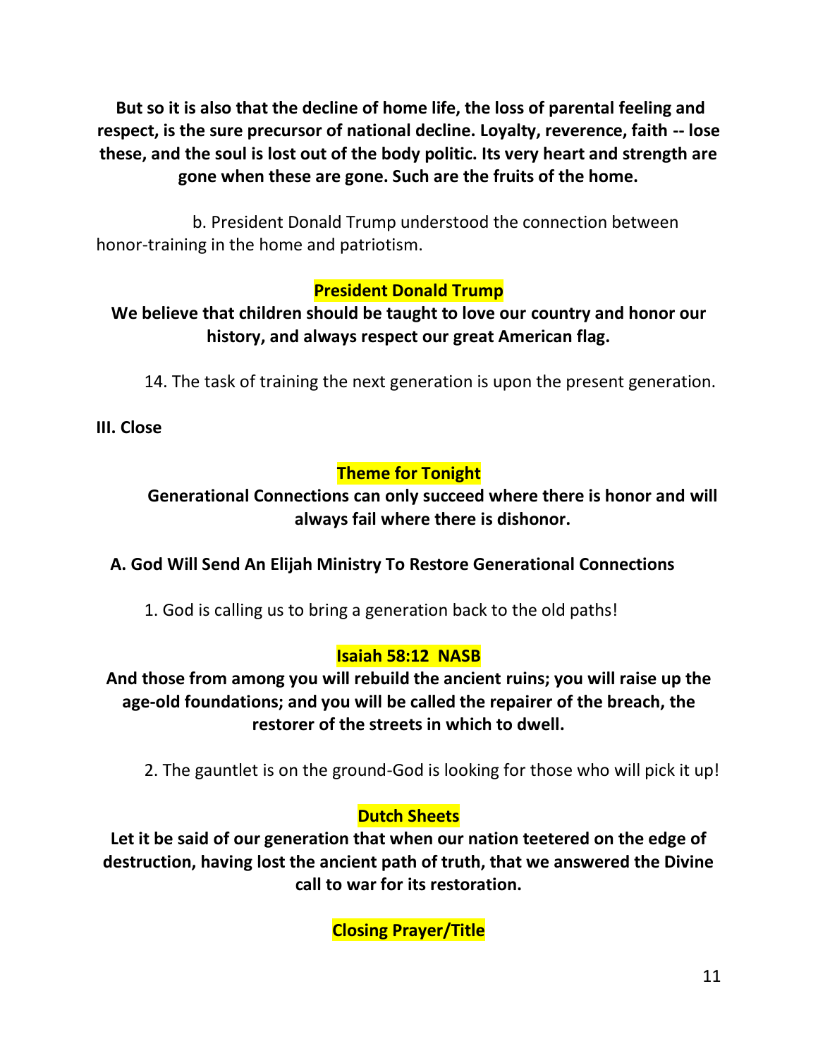**But so it is also that the decline of home life, the loss of parental feeling and respect, is the sure precursor of national decline. Loyalty, reverence, faith -- lose these, and the soul is lost out of the body politic. Its very heart and strength are gone when these are gone. Such are the fruits of the home.**

b. President Donald Trump understood the connection between honor-training in the home and patriotism.

**President Donald Trump**

**We believe that children should be taught to love our country and honor our history, and always respect our great American flag.**

14. The task of training the next generation is upon the present generation.

**III. Close**

**Theme for Tonight**

**Generational Connections can only succeed where there is honor and will always fail where there is dishonor.**

**A. God Will Send An Elijah Ministry To Restore Generational Connections**

1. God is calling us to bring a generation back to the old paths!

**Isaiah 58:12 NASB**

**And those from among you will rebuild the ancient ruins; you will raise up the age-old foundations; and you will be called the repairer of the breach, the restorer of the streets in which to dwell.**

2. The gauntlet is on the ground-God is looking for those who will pick it up!

**Dutch Sheets**

**Let it be said of our generation that when our nation teetered on the edge of destruction, having lost the ancient path of truth, that we answered the Divine call to war for its restoration.**

**Closing Prayer/Title**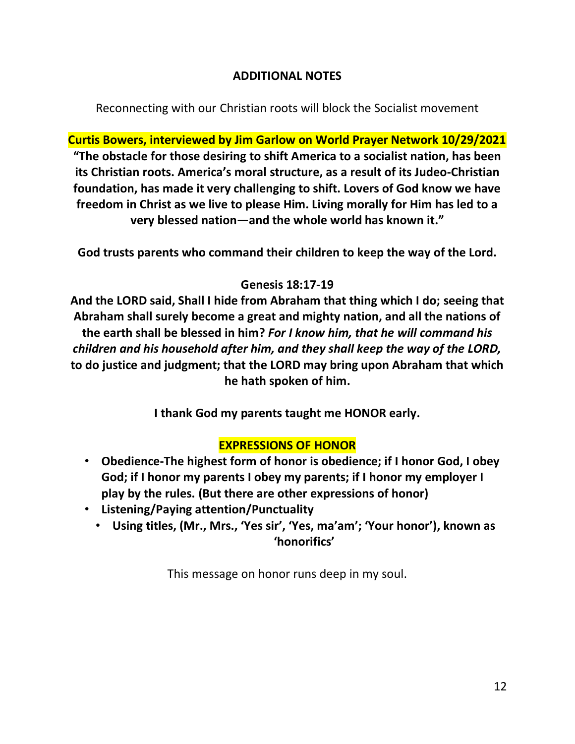## ADDITIONAL NOTES

Reconnecting with our Christian roots will block the Socialist movement

**Curtis Bowers, interviewed by Jim Garlow on World Prayer Network 10/29/2021**

**"The obstacle for those desiring to shift America to a socialist nation, has been its Christian roots. America's moral structure, as a result of its Judeo-Christian foundation, has made it very challenging to shift. Lovers of God know we have freedom in Christ as we live to please Him. Living morally for Him has led to a very blessed nation—and the whole world has known it."**

**God trusts parents who command their children to keep the way of the Lord.**

**Genesis 18:17-19**

**And the LORD said, Shall I hide from Abraham that thing which I do; seeing that Abraham shall surely become a great and mighty nation, and all the nations of the earth shall be blessed in him? *For I know him, that he will command his children and his household after him, and they shall keep the way of the LORD,* to do justice and judgment; that the LORD may bring upon Abraham that which he hath spoken of him.**

**I thank God my parents taught me HONOR early.**

**EXPRESSIONS OF HONOR**

- **Obedience-The highest form of honor is obedience; if I honor God, I obey God; if I honor my parents I obey my parents; if I honor my employer I play by the rules. (But there are other expressions of honor)**
- **Listening/Paying attention/Punctuality**
  - **Using titles, (Mr., Mrs., 'Yes sir', 'Yes, ma'am'; 'Your honor'), known as 'honorifics'**

This message on honor runs deep in my soul.